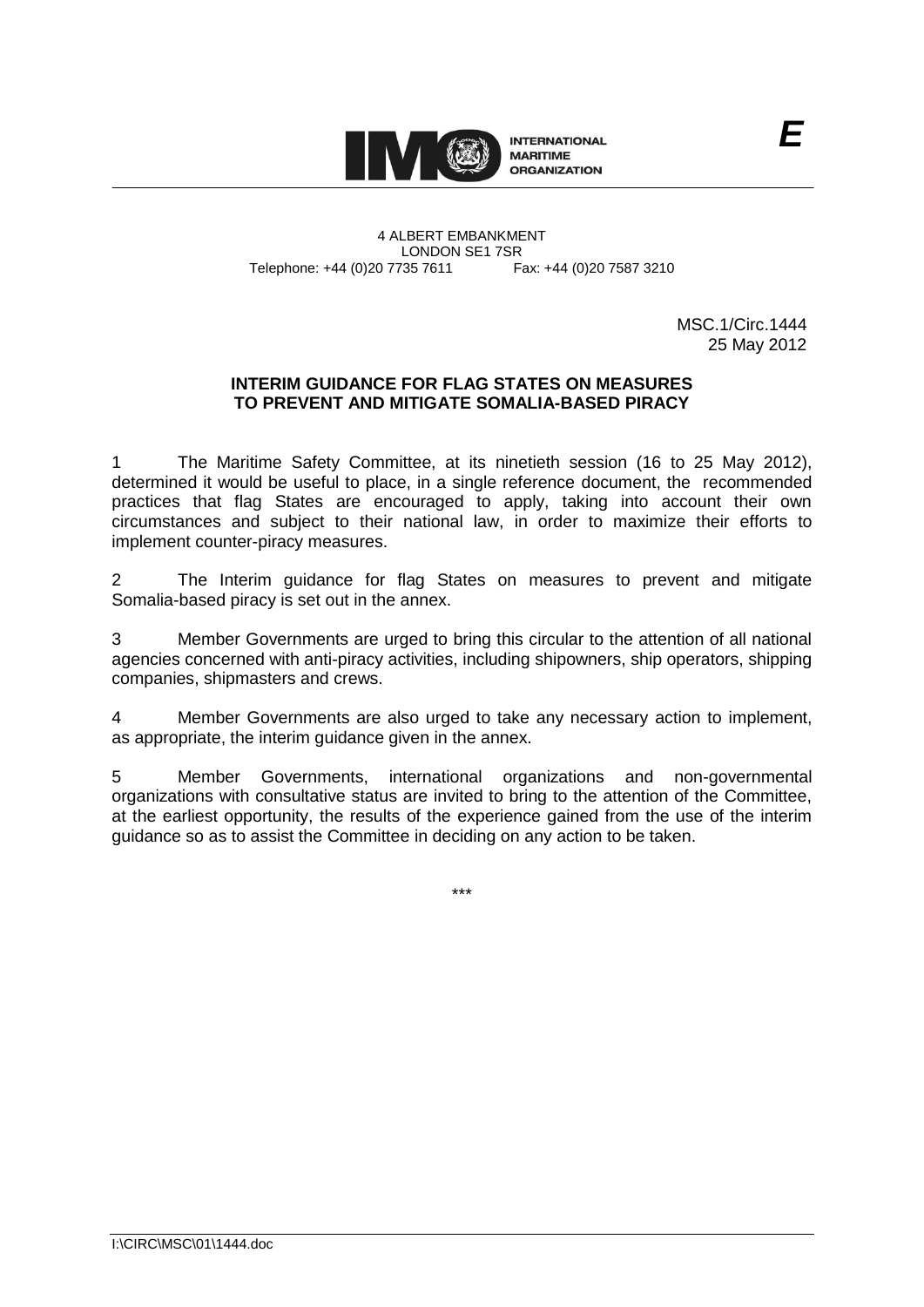INTERNATIONAL MARITIME ORGANIZATION

*E*

4 ALBERT EMBANKMENT
LONDON SE1 7SR
Telephone: +44 (0)20 7735 7611 Fax: +44 (0)20 7587 3210

MSC.1/Circ.1444
25 May 2012

**INTERIM GUIDANCE FOR FLAG STATES ON MEASURES TO PREVENT AND MITIGATE SOMALIA-BASED PIRACY**

1 The Maritime Safety Committee, at its ninetieth session (16 to 25 May 2012), determined it would be useful to place, in a single reference document, the recommended practices that flag States are encouraged to apply, taking into account their own circumstances and subject to their national law, in order to maximize their efforts to implement counter-piracy measures.

2 The Interim guidance for flag States on measures to prevent and mitigate Somalia-based piracy is set out in the annex.

3 Member Governments are urged to bring this circular to the attention of all national agencies concerned with anti-piracy activities, including shipowners, ship operators, shipping companies, shipmasters and crews.

4 Member Governments are also urged to take any necessary action to implement, as appropriate, the interim guidance given in the annex.

5 Member Governments, international organizations and non-governmental organizations with consultative status are invited to bring to the attention of the Committee, at the earliest opportunity, the results of the experience gained from the use of the interim guidance so as to assist the Committee in deciding on any action to be taken.

\*\*\*

I:\CIRC\MSC\01\1444.doc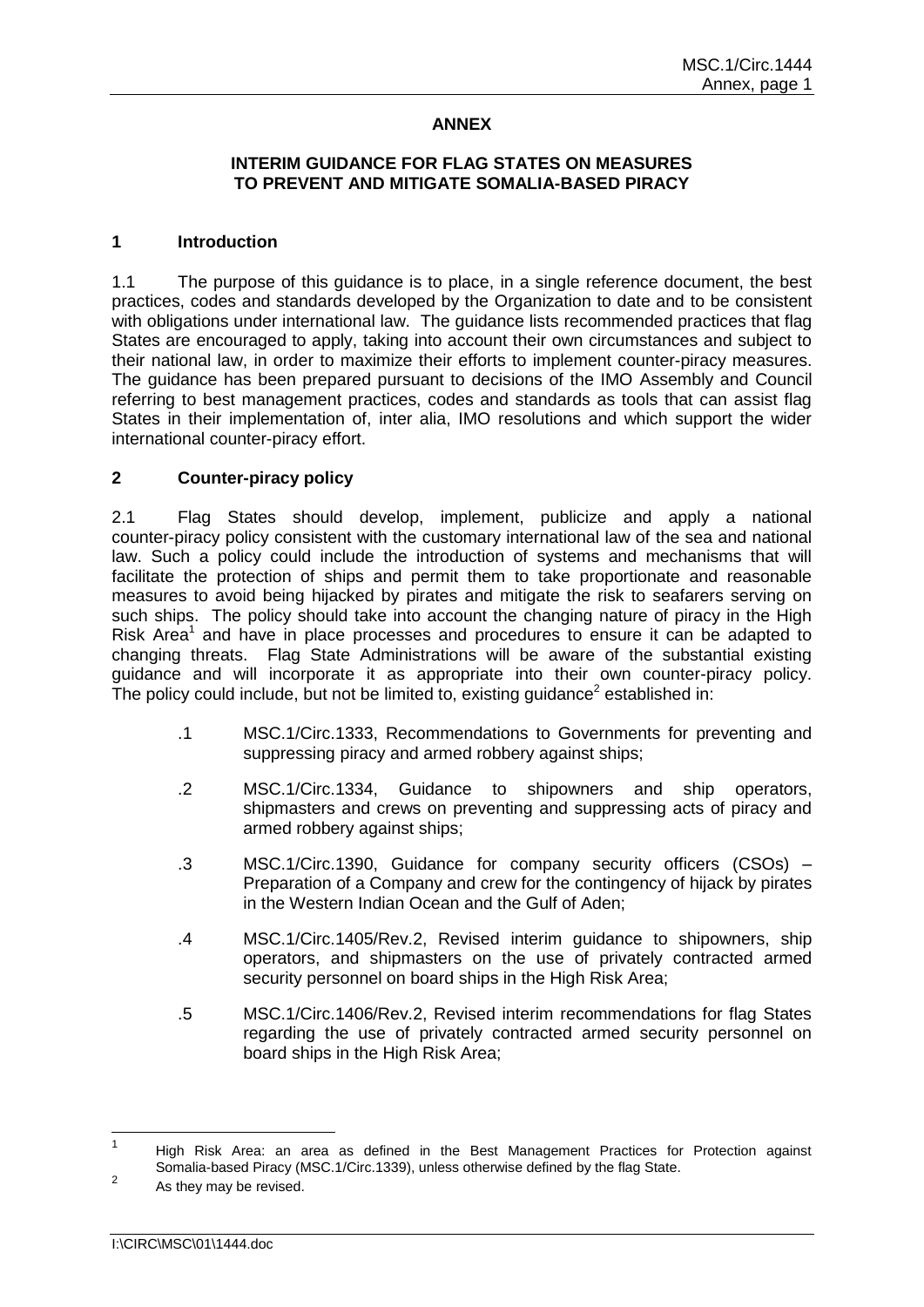**ANNEX**

**INTERIM GUIDANCE FOR FLAG STATES ON MEASURES TO PREVENT AND MITIGATE SOMALIA-BASED PIRACY**

## 1 Introduction

1.1 The purpose of this guidance is to place, in a single reference document, the best practices, codes and standards developed by the Organization to date and to be consistent with obligations under international law. The guidance lists recommended practices that flag States are encouraged to apply, taking into account their own circumstances and subject to their national law, in order to maximize their efforts to implement counter-piracy measures. The guidance has been prepared pursuant to decisions of the IMO Assembly and Council referring to best management practices, codes and standards as tools that can assist flag States in their implementation of, inter alia, IMO resolutions and which support the wider international counter-piracy effort.

## 2 Counter-piracy policy

2.1 Flag States should develop, implement, publicize and apply a national counter-piracy policy consistent with the customary international law of the sea and national law. Such a policy could include the introduction of systems and mechanisms that will facilitate the protection of ships and permit them to take proportionate and reasonable measures to avoid being hijacked by pirates and mitigate the risk to seafarers serving on such ships. The policy should take into account the changing nature of piracy in the High Risk Area[1] and have in place processes and procedures to ensure it can be adapted to changing threats. Flag State Administrations will be aware of the substantial existing guidance and will incorporate it as appropriate into their own counter-piracy policy. The policy could include, but not be limited to, existing guidance[2] established in:

.1 MSC.1/Circ.1333, Recommendations to Governments for preventing and suppressing piracy and armed robbery against ships;

.2 MSC.1/Circ.1334, Guidance to shipowners and ship operators, shipmasters and crews on preventing and suppressing acts of piracy and armed robbery against ships;

.3 MSC.1/Circ.1390, Guidance for company security officers (CSOs) – Preparation of a Company and crew for the contingency of hijack by pirates in the Western Indian Ocean and the Gulf of Aden;

.4 MSC.1/Circ.1405/Rev.2, Revised interim guidance to shipowners, ship operators, and shipmasters on the use of privately contracted armed security personnel on board ships in the High Risk Area;

.5 MSC.1/Circ.1406/Rev.2, Revised interim recommendations for flag States regarding the use of privately contracted armed security personnel on board ships in the High Risk Area;

---

[1] High Risk Area: an area as defined in the Best Management Practices for Protection against Somalia-based Piracy (MSC.1/Circ.1339), unless otherwise defined by the flag State.

[2] As they may be revised.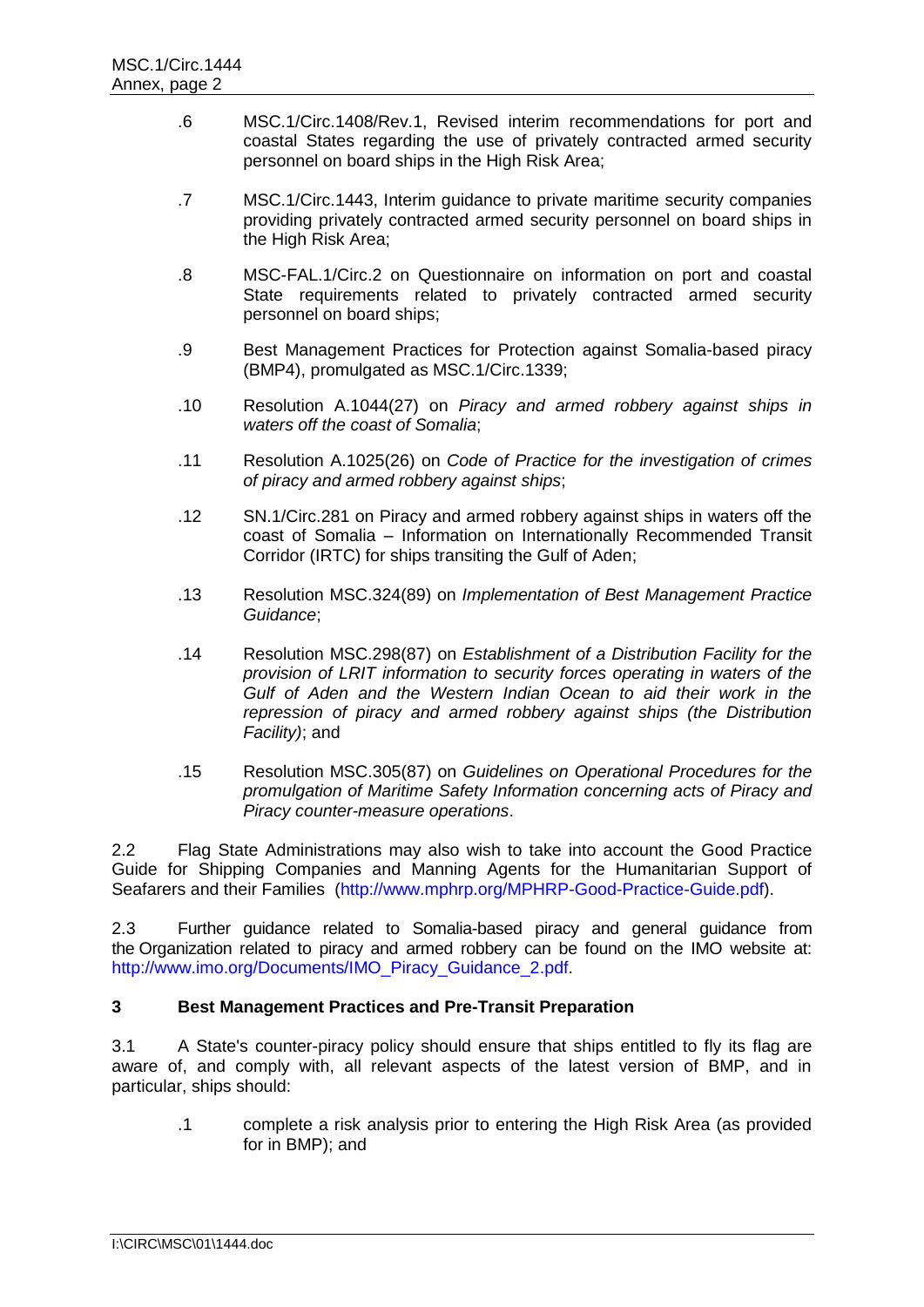.6 MSC.1/Circ.1408/Rev.1, Revised interim recommendations for port and coastal States regarding the use of privately contracted armed security personnel on board ships in the High Risk Area;

.7 MSC.1/Circ.1443, Interim guidance to private maritime security companies providing privately contracted armed security personnel on board ships in the High Risk Area;

.8 MSC-FAL.1/Circ.2 on Questionnaire on information on port and coastal State requirements related to privately contracted armed security personnel on board ships;

.9 Best Management Practices for Protection against Somalia-based piracy (BMP4), promulgated as MSC.1/Circ.1339;

.10 Resolution A.1044(27) on *Piracy and armed robbery against ships in waters off the coast of Somalia*;

.11 Resolution A.1025(26) on *Code of Practice for the investigation of crimes of piracy and armed robbery against ships*;

.12 SN.1/Circ.281 on Piracy and armed robbery against ships in waters off the coast of Somalia – Information on Internationally Recommended Transit Corridor (IRTC) for ships transiting the Gulf of Aden;

.13 Resolution MSC.324(89) on *Implementation of Best Management Practice Guidance*;

.14 Resolution MSC.298(87) on *Establishment of a Distribution Facility for the provision of LRIT information to security forces operating in waters of the Gulf of Aden and the Western Indian Ocean to aid their work in the repression of piracy and armed robbery against ships (the Distribution Facility)*; and

.15 Resolution MSC.305(87) on *Guidelines on Operational Procedures for the promulgation of Maritime Safety Information concerning acts of Piracy and Piracy counter-measure operations*.

2.2 Flag State Administrations may also wish to take into account the Good Practice Guide for Shipping Companies and Manning Agents for the Humanitarian Support of Seafarers and their Families (http://www.mphrp.org/MPHRP-Good-Practice-Guide.pdf).

2.3 Further guidance related to Somalia-based piracy and general guidance from the Organization related to piracy and armed robbery can be found on the IMO website at: http://www.imo.org/Documents/IMO_Piracy_Guidance_2.pdf.

## 3 Best Management Practices and Pre-Transit Preparation

3.1 A State's counter-piracy policy should ensure that ships entitled to fly its flag are aware of, and comply with, all relevant aspects of the latest version of BMP, and in particular, ships should:

.1 complete a risk analysis prior to entering the High Risk Area (as provided for in BMP); and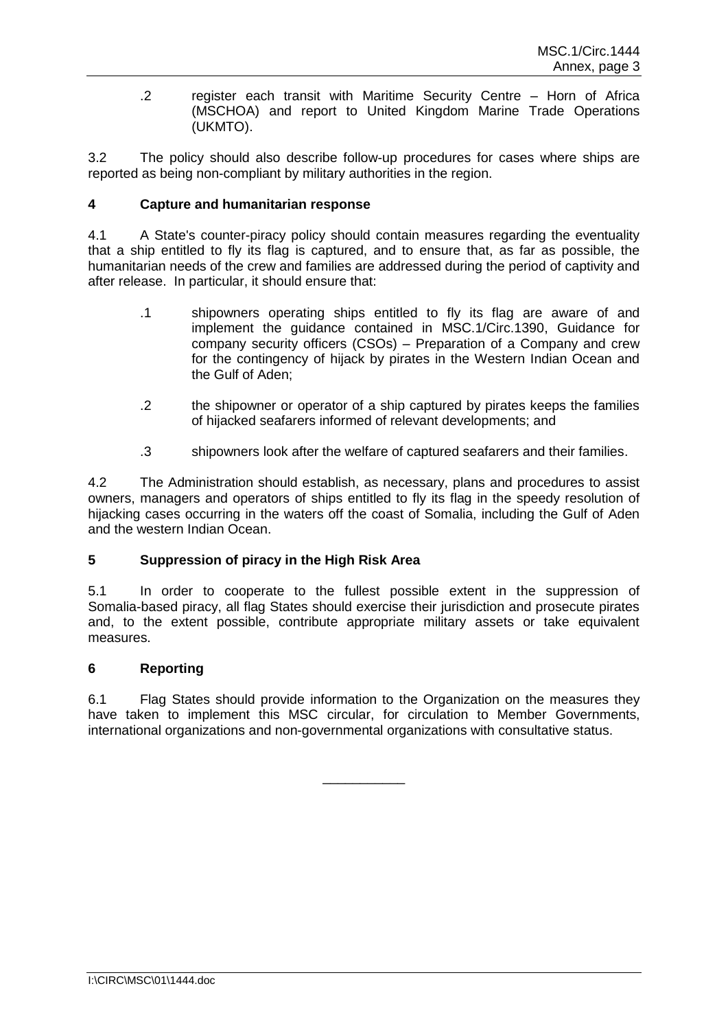.2 register each transit with Maritime Security Centre – Horn of Africa (MSCHOA) and report to United Kingdom Marine Trade Operations (UKMTO).

3.2 The policy should also describe follow-up procedures for cases where ships are reported as being non-compliant by military authorities in the region.

## 4 Capture and humanitarian response

4.1 A State's counter-piracy policy should contain measures regarding the eventuality that a ship entitled to fly its flag is captured, and to ensure that, as far as possible, the humanitarian needs of the crew and families are addressed during the period of captivity and after release. In particular, it should ensure that:

.1 shipowners operating ships entitled to fly its flag are aware of and implement the guidance contained in MSC.1/Circ.1390, Guidance for company security officers (CSOs) – Preparation of a Company and crew for the contingency of hijack by pirates in the Western Indian Ocean and the Gulf of Aden;

.2 the shipowner or operator of a ship captured by pirates keeps the families of hijacked seafarers informed of relevant developments; and

.3 shipowners look after the welfare of captured seafarers and their families.

4.2 The Administration should establish, as necessary, plans and procedures to assist owners, managers and operators of ships entitled to fly its flag in the speedy resolution of hijacking cases occurring in the waters off the coast of Somalia, including the Gulf of Aden and the western Indian Ocean.

## 5 Suppression of piracy in the High Risk Area

5.1 In order to cooperate to the fullest possible extent in the suppression of Somalia-based piracy, all flag States should exercise their jurisdiction and prosecute pirates and, to the extent possible, contribute appropriate military assets or take equivalent measures.

## 6 Reporting

6.1 Flag States should provide information to the Organization on the measures they have taken to implement this MSC circular, for circulation to Member Governments, international organizations and non-governmental organizations with consultative status.

___________